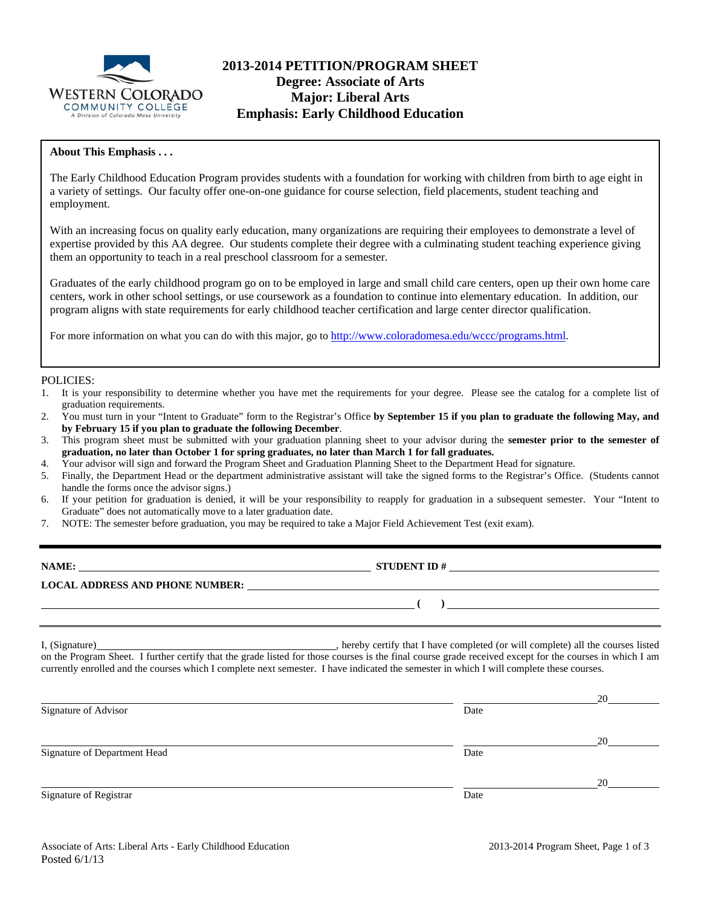WESTERN COLORADO COMMUNITY COLLEGE
A Division of Colorado Mesa University

# 2013-2014 PETITION/PROGRAM SHEET
## Degree: Associate of Arts
## Major: Liberal Arts
## Emphasis: Early Childhood Education

**About This Emphasis . . .**

The Early Childhood Education Program provides students with a foundation for working with children from birth to age eight in a variety of settings. Our faculty offer one-on-one guidance for course selection, field placements, student teaching and employment.

With an increasing focus on quality early education, many organizations are requiring their employees to demonstrate a level of expertise provided by this AA degree. Our students complete their degree with a culminating student teaching experience giving them an opportunity to teach in a real preschool classroom for a semester.

Graduates of the early childhood program go on to be employed in large and small child care centers, open up their own home care centers, work in other school settings, or use coursework as a foundation to continue into elementary education. In addition, our program aligns with state requirements for early childhood teacher certification and large center director qualification.

For more information on what you can do with this major, go to http://www.coloradomesa.edu/wccc/programs.html.

POLICIES:

1. It is your responsibility to determine whether you have met the requirements for your degree. Please see the catalog for a complete list of graduation requirements.
2. You must turn in your "Intent to Graduate" form to the Registrar's Office **by September 15 if you plan to graduate the following May, and by February 15 if you plan to graduate the following December**.
3. This program sheet must be submitted with your graduation planning sheet to your advisor during the **semester prior to the semester of graduation, no later than October 1 for spring graduates, no later than March 1 for fall graduates.**
4. Your advisor will sign and forward the Program Sheet and Graduation Planning Sheet to the Department Head for signature.
5. Finally, the Department Head or the department administrative assistant will take the signed forms to the Registrar's Office. (Students cannot handle the forms once the advisor signs.)
6. If your petition for graduation is denied, it will be your responsibility to reapply for graduation in a subsequent semester. Your "Intent to Graduate" does not automatically move to a later graduation date.
7. NOTE: The semester before graduation, you may be required to take a Major Field Achievement Test (exit exam).

---

**NAME:** ______________________________ **STUDENT ID #** ______________________________

**LOCAL ADDRESS AND PHONE NUMBER:** ______________________________

______________________________ **( )** ______________________________

---

I, (Signature)______________________________, hereby certify that I have completed (or will complete) all the courses listed on the Program Sheet. I further certify that the grade listed for those courses is the final course grade received except for the courses in which I am currently enrolled and the courses which I complete next semester. I have indicated the semester in which I will complete these courses.

______________________________ ______________ 20______
Signature of Advisor Date

______________________________ ______________ 20______
Signature of Department Head Date

______________________________ ______________ 20______
Signature of Registrar Date

Associate of Arts: Liberal Arts - Early Childhood Education
Posted 6/1/13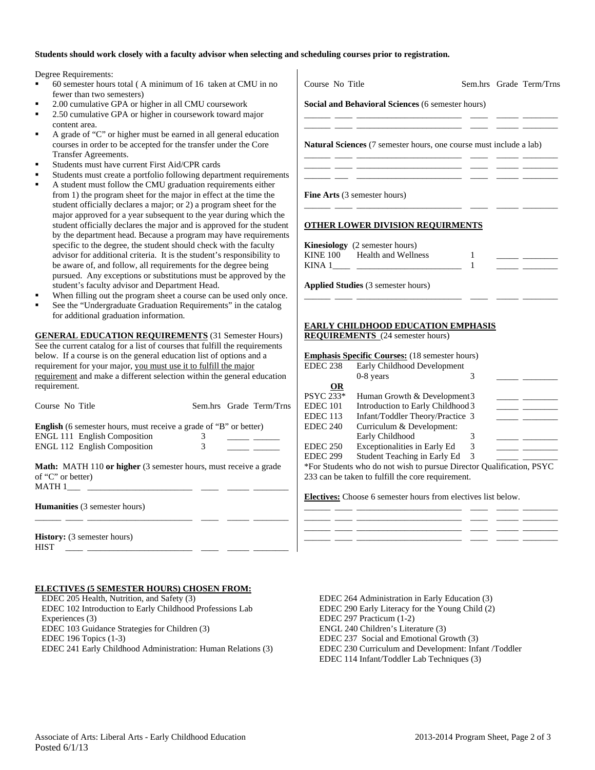**Students should work closely with a faculty advisor when selecting and scheduling courses prior to registration.**

Degree Requirements:

- 60 semester hours total ( A minimum of 16 taken at CMU in no fewer than two semesters)
- 2.00 cumulative GPA or higher in all CMU coursework
- 2.50 cumulative GPA or higher in coursework toward major content area.
- A grade of "C" or higher must be earned in all general education courses in order to be accepted for the transfer under the Core Transfer Agreements.
- Students must have current First Aid/CPR cards
- Students must create a portfolio following department requirements
- A student must follow the CMU graduation requirements either from 1) the program sheet for the major in effect at the time the student officially declares a major; or 2) a program sheet for the major approved for a year subsequent to the year during which the student officially declares the major and is approved for the student by the department head. Because a program may have requirements specific to the degree, the student should check with the faculty advisor for additional criteria. It is the student's responsibility to be aware of, and follow, all requirements for the degree being pursued. Any exceptions or substitutions must be approved by the student's faculty advisor and Department Head.
- When filling out the program sheet a course can be used only once.
- See the "Undergraduate Graduation Requirements" in the catalog for additional graduation information.

**GENERAL EDUCATION REQUIREMENTS** (31 Semester Hours) See the current catalog for a list of courses that fulfill the requirements below. If a course is on the general education list of options and a requirement for your major, you must use it to fulfill the major requirement and make a different selection within the general education requirement.

| Course No | Title | Sem.hrs | Grade | Term/Trns |
|---|---|---|---|---|
| **English** (6 semester hours, must receive a grade of "B" or better) | | | | |
| ENGL 111 | English Composition | 3 | ____ | ______ |
| ENGL 112 | English Composition | 3 | ____ | ______ |
| **Math: MATH 110 or higher** (3 semester hours, must receive a grade of "C" or better) | | | | |
| MATH 1___ | ________________ | ____ | ____ | ______ |
| **Humanities** (3 semester hours) | | | | |
| ______ | ________________ | ____ | ____ | ______ |
| **History:** (3 semester hours) | | | | |
| HIST ____ | ________________ | ____ | ____ | ______ |
| **Social and Behavioral Sciences** (6 semester hours) | | | | |
| ______ | ________________ | ____ | ____ | ______ |
| ______ | ________________ | ____ | ____ | ______ |
| **Natural Sciences** (7 semester hours, one course must include a lab) | | | | |
| ______ | ________________ | ____ | ____ | ______ |
| ______ | ________________ | ____ | ____ | ______ |
| ______ | ________________ | ____ | ____ | ______ |
| **Fine Arts** (3 semester hours) | | | | |
| ______ | ________________ | ____ | ____ | ______ |

**OTHER LOWER DIVISION REQUIRMENTS**

| Course No | Title | Sem.hrs | Grade | Term/Trns |
|---|---|---|---|---|
| **Kinesiology** (2 semester hours) | | | | |
| KINE 100 | Health and Wellness | 1 | ____ | ______ |
| KINA 1____ | ________________ | 1 | ____ | ______ |
| **Applied Studies** (3 semester hours) | | | | |
| ______ | ________________ | ____ | ____ | ______ |

**EARLY CHILDHOOD EDUCATION EMPHASIS REQUIREMENTS** (24 semester hours)

**Emphasis Specific Courses:** (18 semester hours)

| Course No | Title | Sem.hrs | Grade | Term/Trns |
|---|---|---|---|---|
| EDEC 238 | Early Childhood Development 0-8 years | 3 | ____ | ______ |
| **OR** | | | | |
| PSYC 233* | Human Growth & Development | 3 | ____ | ______ |
| EDEC 101 | Introduction to Early Childhood | 3 | ____ | ______ |
| EDEC 113 | Infant/Toddler Theory/Practice | 3 | ____ | ______ |
| EDEC 240 | Curriculum & Development: Early Childhood | 3 | ____ | ______ |
| EDEC 250 | Exceptionalities in Early Ed | 3 | ____ | ______ |
| EDEC 299 | Student Teaching in Early Ed | 3 | ____ | ______ |

*For Students who do not wish to pursue Director Qualification, PSYC 233 can be taken to fulfill the core requirement.

**Electives:** Choose 6 semester hours from electives list below.

| Course No | Title | Sem.hrs | Grade | Term/Trns |
|---|---|---|---|---|
| ______ | ________________ | ____ | ____ | ______ |
| ______ | ________________ | ____ | ____ | ______ |
| ______ | ________________ | ____ | ____ | ______ |

**ELECTIVES (5 SEMESTER HOURS) CHOSEN FROM:**

- EDEC 205 Health, Nutrition, and Safety (3)
- EDEC 102 Introduction to Early Childhood Professions Lab Experiences (3)
- EDEC 103 Guidance Strategies for Children (3)
- EDEC 196 Topics (1-3)
- EDEC 241 Early Childhood Administration: Human Relations (3)
- EDEC 264 Administration in Early Education (3)
- EDEC 290 Early Literacy for the Young Child (2)
- EDEC 297 Practicum (1-2)
- ENGL 240 Children's Literature (3)
- EDEC 237 Social and Emotional Growth (3)
- EDEC 230 Curriculum and Development: Infant /Toddler
- EDEC 114 Infant/Toddler Lab Techniques (3)

Associate of Arts: Liberal Arts - Early Childhood Education
Posted 6/1/13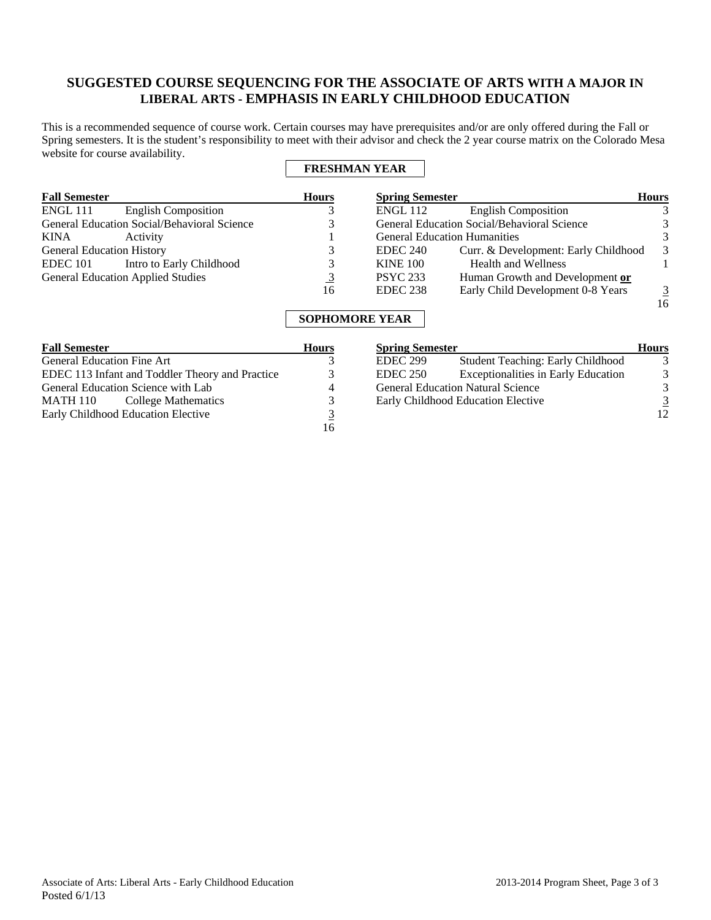## SUGGESTED COURSE SEQUENCING FOR THE ASSOCIATE OF ARTS WITH A MAJOR IN LIBERAL ARTS - EMPHASIS IN EARLY CHILDHOOD EDUCATION

This is a recommended sequence of course work. Certain courses may have prerequisites and/or are only offered during the Fall or Spring semesters. It is the student's responsibility to meet with their advisor and check the 2 year course matrix on the Colorado Mesa website for course availability.

### FRESHMAN YEAR

| Fall Semester | | Hours |
|---|---|---|
| ENGL 111 | English Composition | 3 |
| General Education Social/Behavioral Science | | 3 |
| KINA | Activity | 1 |
| General Education History | | 3 |
| EDEC 101 | Intro to Early Childhood | 3 |
| General Education Applied Studies | | 3 |
| | | 16 |

| Spring Semester | | Hours |
|---|---|---|
| ENGL 112 | English Composition | 3 |
| General Education Social/Behavioral Science | | 3 |
| General Education Humanities | | 3 |
| EDEC 240 | Curr. & Development: Early Childhood | 3 |
| KINE 100 | Health and Wellness | 1 |
| PSYC 233 | Human Growth and Development **or** | |
| EDEC 238 | Early Child Development 0-8 Years | 3 |
| | | 16 |

### SOPHOMORE YEAR

| Fall Semester | | Hours |
|---|---|---|
| General Education Fine Art | | 3 |
| EDEC 113 Infant and Toddler Theory and Practice | | 3 |
| General Education Science with Lab | | 4 |
| MATH 110 | College Mathematics | 3 |
| Early Childhood Education Elective | | 3 |
| | | 16 |

| Spring Semester | | Hours |
|---|---|---|
| EDEC 299 | Student Teaching: Early Childhood | 3 |
| EDEC 250 | Exceptionalities in Early Education | 3 |
| General Education Natural Science | | 3 |
| Early Childhood Education Elective | | 3 |
| | | 12 |

Associate of Arts: Liberal Arts - Early Childhood Education
Posted 6/1/13